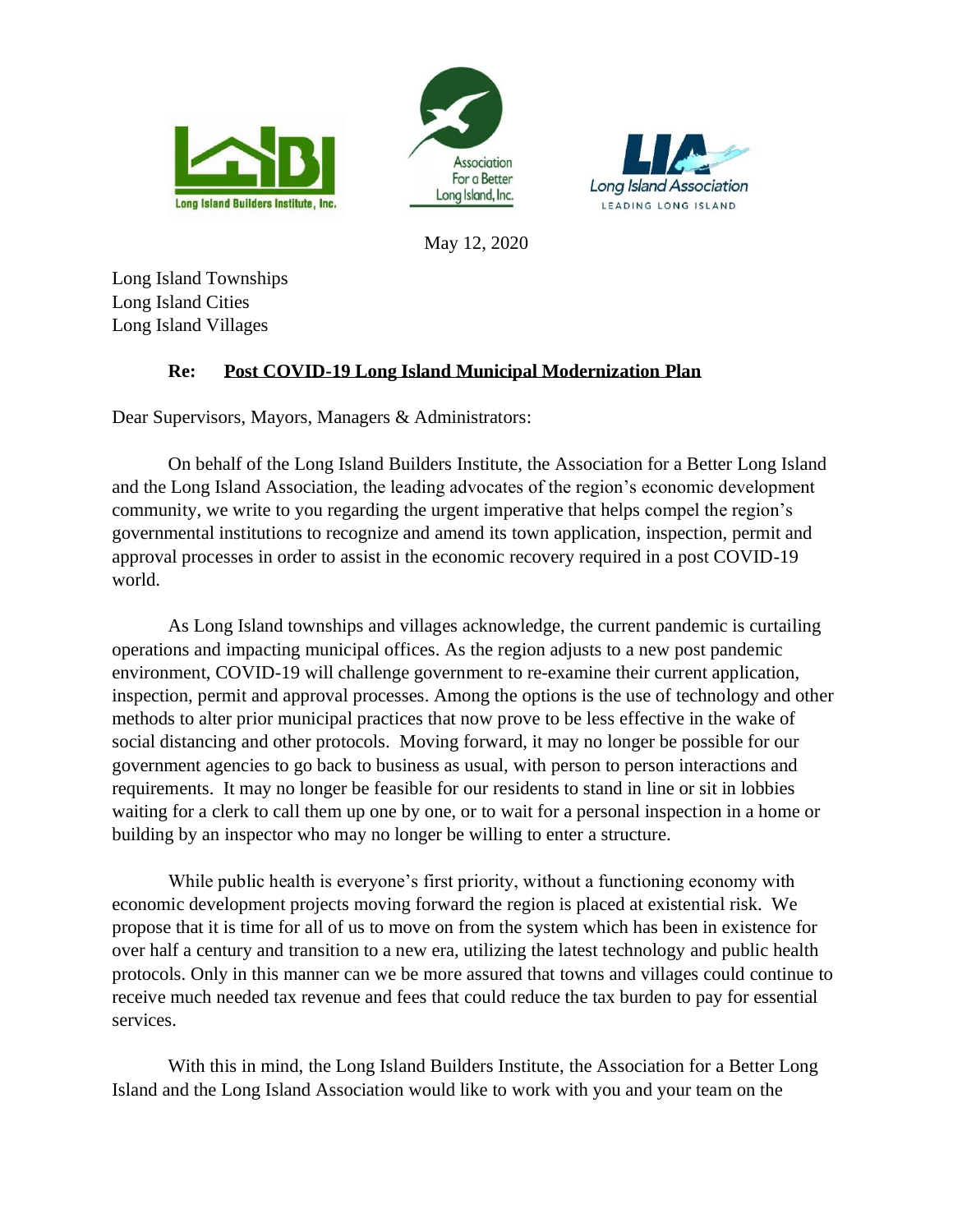Long Island Builders Institute, Inc. | Association For a Better Long Island, Inc. | Long Island Association — LEADING LONG ISLAND

May 12, 2020

Long Island Townships
Long Island Cities
Long Island Villages

**Re: <u>Post COVID-19 Long Island Municipal Modernization Plan</u>**

Dear Supervisors, Mayors, Managers & Administrators:

On behalf of the Long Island Builders Institute, the Association for a Better Long Island and the Long Island Association, the leading advocates of the region's economic development community, we write to you regarding the urgent imperative that helps compel the region's governmental institutions to recognize and amend its town application, inspection, permit and approval processes in order to assist in the economic recovery required in a post COVID-19 world.

As Long Island townships and villages acknowledge, the current pandemic is curtailing operations and impacting municipal offices. As the region adjusts to a new post pandemic environment, COVID-19 will challenge government to re-examine their current application, inspection, permit and approval processes. Among the options is the use of technology and other methods to alter prior municipal practices that now prove to be less effective in the wake of social distancing and other protocols. Moving forward, it may no longer be possible for our government agencies to go back to business as usual, with person to person interactions and requirements. It may no longer be feasible for our residents to stand in line or sit in lobbies waiting for a clerk to call them up one by one, or to wait for a personal inspection in a home or building by an inspector who may no longer be willing to enter a structure.

While public health is everyone's first priority, without a functioning economy with economic development projects moving forward the region is placed at existential risk. We propose that it is time for all of us to move on from the system which has been in existence for over half a century and transition to a new era, utilizing the latest technology and public health protocols. Only in this manner can we be more assured that towns and villages could continue to receive much needed tax revenue and fees that could reduce the tax burden to pay for essential services.

With this in mind, the Long Island Builders Institute, the Association for a Better Long Island and the Long Island Association would like to work with you and your team on the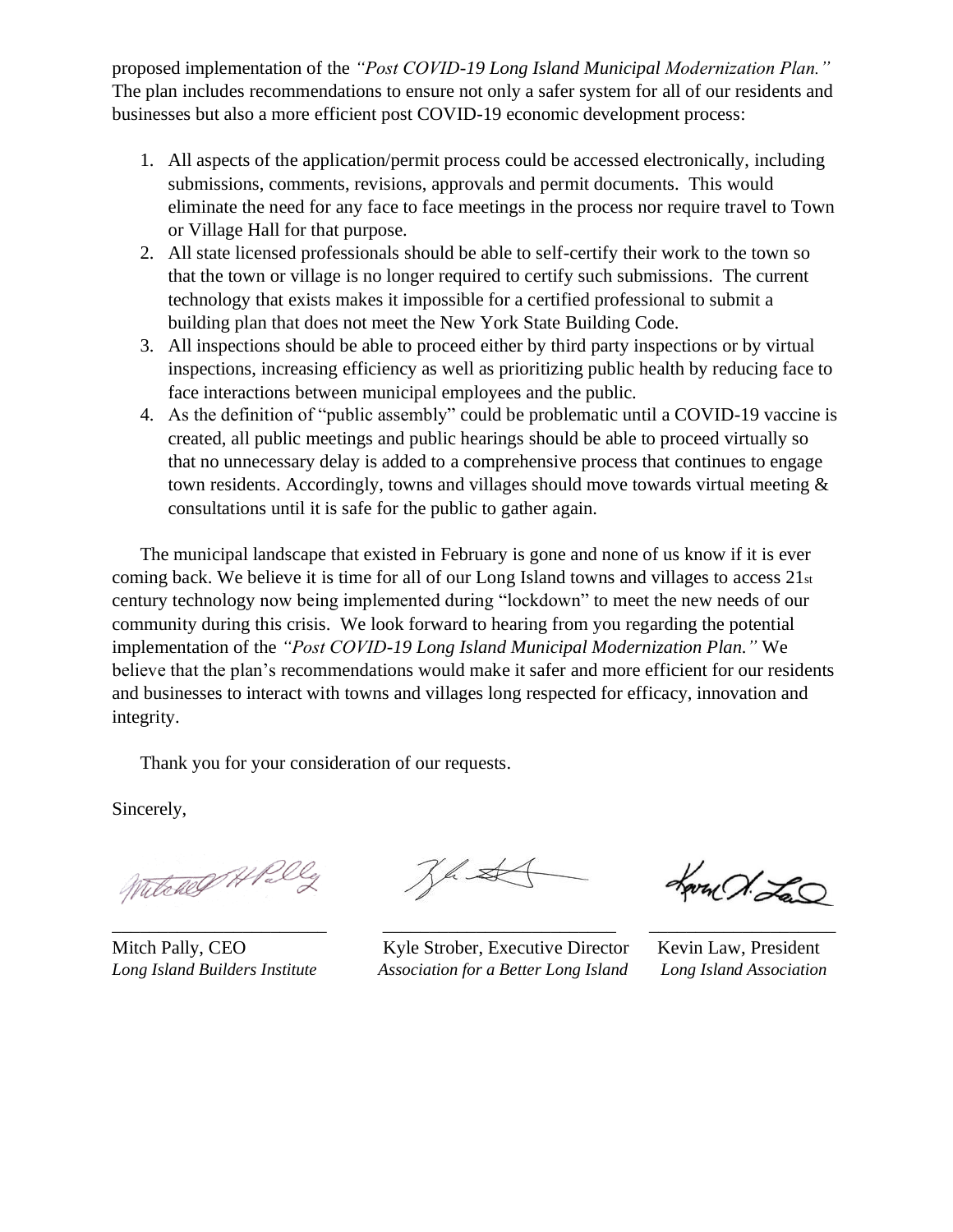proposed implementation of the *"Post COVID-19 Long Island Municipal Modernization Plan."* The plan includes recommendations to ensure not only a safer system for all of our residents and businesses but also a more efficient post COVID-19 economic development process:

1. All aspects of the application/permit process could be accessed electronically, including submissions, comments, revisions, approvals and permit documents. This would eliminate the need for any face to face meetings in the process nor require travel to Town or Village Hall for that purpose.
2. All state licensed professionals should be able to self-certify their work to the town so that the town or village is no longer required to certify such submissions. The current technology that exists makes it impossible for a certified professional to submit a building plan that does not meet the New York State Building Code.
3. All inspections should be able to proceed either by third party inspections or by virtual inspections, increasing efficiency as well as prioritizing public health by reducing face to face interactions between municipal employees and the public.
4. As the definition of "public assembly" could be problematic until a COVID-19 vaccine is created, all public meetings and public hearings should be able to proceed virtually so that no unnecessary delay is added to a comprehensive process that continues to engage town residents. Accordingly, towns and villages should move towards virtual meeting & consultations until it is safe for the public to gather again.

The municipal landscape that existed in February is gone and none of us know if it is ever coming back. We believe it is time for all of our Long Island towns and villages to access 21st century technology now being implemented during "lockdown" to meet the new needs of our community during this crisis. We look forward to hearing from you regarding the potential implementation of the *"Post COVID-19 Long Island Municipal Modernization Plan."* We believe that the plan's recommendations would make it safer and more efficient for our residents and businesses to interact with towns and villages long respected for efficacy, innovation and integrity.

Thank you for your consideration of our requests.

Sincerely,

Mitch Pally, CEO
*Long Island Builders Institute*

Kyle Strober, Executive Director
*Association for a Better Long Island*

Kevin Law, President
*Long Island Association*